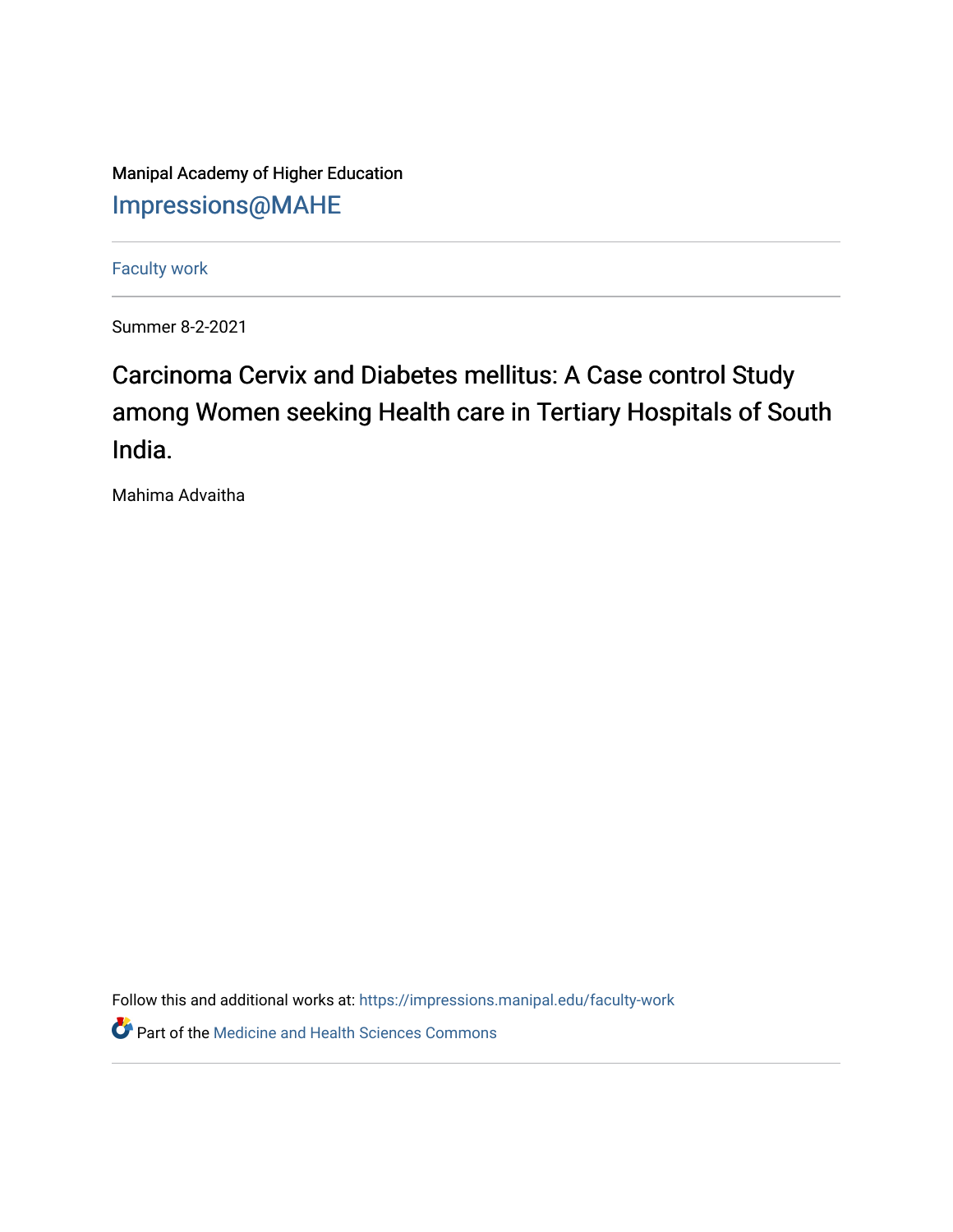Manipal Academy of Higher Education

Impressions@MAHE

Faculty work

Summer 8-2-2021

# Carcinoma Cervix and Diabetes mellitus: A Case control Study among Women seeking Health care in Tertiary Hospitals of South India.

Mahima Advaitha

Follow this and additional works at: https://impressions.manipal.edu/faculty-work

Part of the Medicine and Health Sciences Commons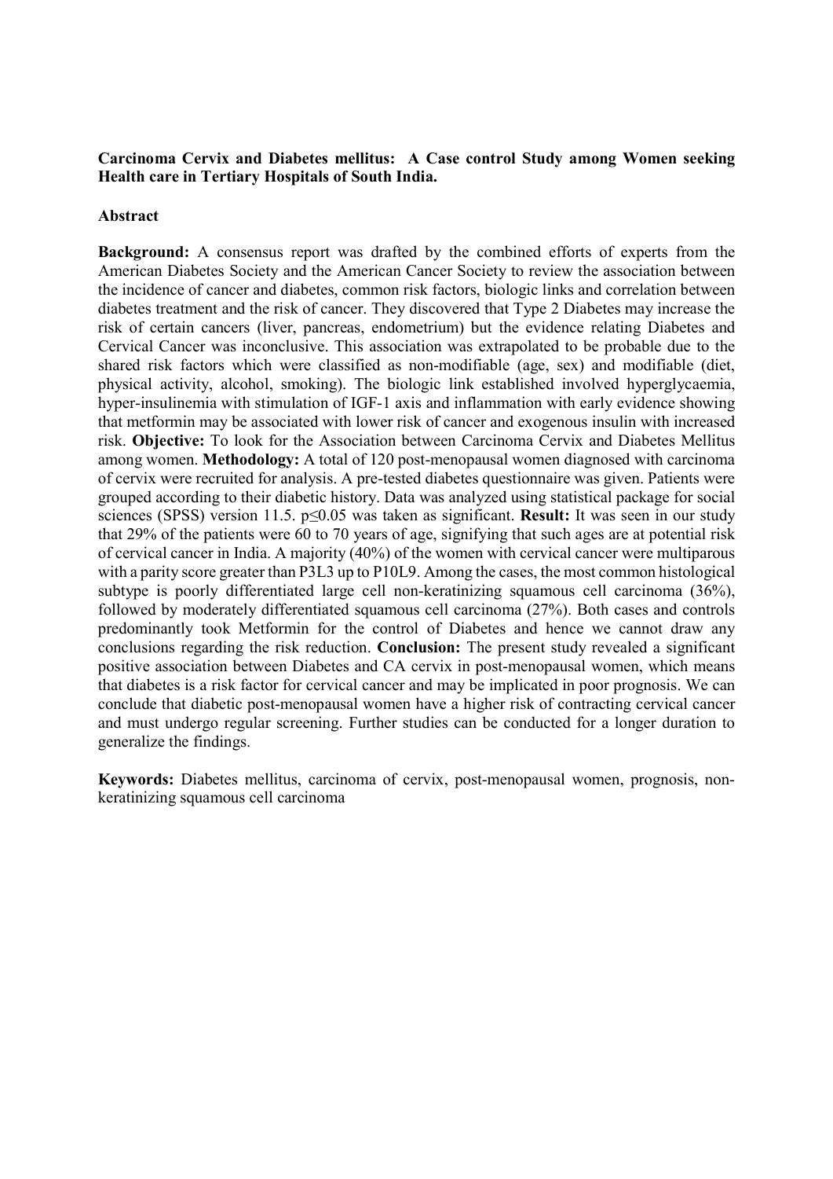**Carcinoma Cervix and Diabetes mellitus: A Case control Study among Women seeking Health care in Tertiary Hospitals of South India.**

**Abstract**

**Background:** A consensus report was drafted by the combined efforts of experts from the American Diabetes Society and the American Cancer Society to review the association between the incidence of cancer and diabetes, common risk factors, biologic links and correlation between diabetes treatment and the risk of cancer. They discovered that Type 2 Diabetes may increase the risk of certain cancers (liver, pancreas, endometrium) but the evidence relating Diabetes and Cervical Cancer was inconclusive. This association was extrapolated to be probable due to the shared risk factors which were classified as non-modifiable (age, sex) and modifiable (diet, physical activity, alcohol, smoking). The biologic link established involved hyperglycaemia, hyper-insulinemia with stimulation of IGF-1 axis and inflammation with early evidence showing that metformin may be associated with lower risk of cancer and exogenous insulin with increased risk. **Objective:** To look for the Association between Carcinoma Cervix and Diabetes Mellitus among women. **Methodology:** A total of 120 post-menopausal women diagnosed with carcinoma of cervix were recruited for analysis. A pre-tested diabetes questionnaire was given. Patients were grouped according to their diabetic history. Data was analyzed using statistical package for social sciences (SPSS) version 11.5. $p \leq 0.05$ was taken as significant. **Result:** It was seen in our study that 29% of the patients were 60 to 70 years of age, signifying that such ages are at potential risk of cervical cancer in India. A majority (40%) of the women with cervical cancer were multiparous with a parity score greater than P3L3 up to P10L9. Among the cases, the most common histological subtype is poorly differentiated large cell non-keratinizing squamous cell carcinoma (36%), followed by moderately differentiated squamous cell carcinoma (27%). Both cases and controls predominantly took Metformin for the control of Diabetes and hence we cannot draw any conclusions regarding the risk reduction. **Conclusion:** The present study revealed a significant positive association between Diabetes and CA cervix in post-menopausal women, which means that diabetes is a risk factor for cervical cancer and may be implicated in poor prognosis. We can conclude that diabetic post-menopausal women have a higher risk of contracting cervical cancer and must undergo regular screening. Further studies can be conducted for a longer duration to generalize the findings.

**Keywords:** Diabetes mellitus, carcinoma of cervix, post-menopausal women, prognosis, non-keratinizing squamous cell carcinoma